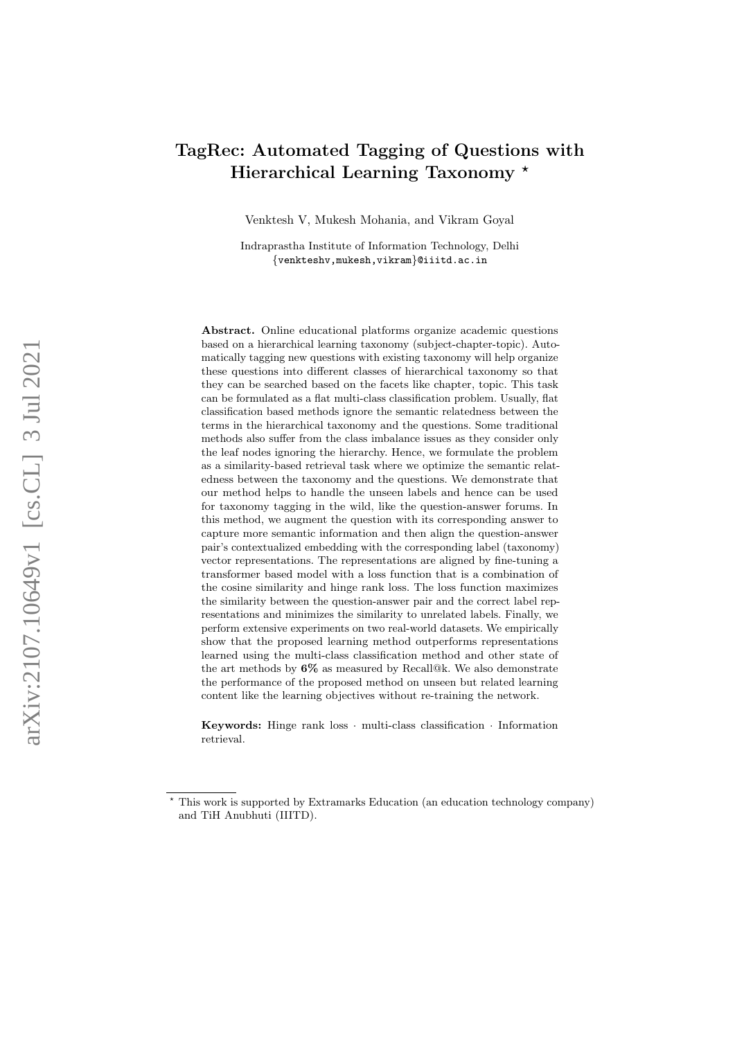# TagRec: Automated Tagging of Questions with Hierarchical Learning Taxonomy *

Venktesh V, Mukesh Mohania, and Vikram Goyal

Indraprastha Institute of Information Technology, Delhi
{venkteshv,mukesh,vikram}@iiitd.ac.in

**Abstract.** Online educational platforms organize academic questions based on a hierarchical learning taxonomy (subject-chapter-topic). Automatically tagging new questions with existing taxonomy will help organize these questions into different classes of hierarchical taxonomy so that they can be searched based on the facets like chapter, topic. This task can be formulated as a flat multi-class classification problem. Usually, flat classification based methods ignore the semantic relatedness between the terms in the hierarchical taxonomy and the questions. Some traditional methods also suffer from the class imbalance issues as they consider only the leaf nodes ignoring the hierarchy. Hence, we formulate the problem as a similarity-based retrieval task where we optimize the semantic relatedness between the taxonomy and the questions. We demonstrate that our method helps to handle the unseen labels and hence can be used for taxonomy tagging in the wild, like the question-answer forums. In this method, we augment the question with its corresponding answer to capture more semantic information and then align the question-answer pair's contextualized embedding with the corresponding label (taxonomy) vector representations. The representations are aligned by fine-tuning a transformer based model with a loss function that is a combination of the cosine similarity and hinge rank loss. The loss function maximizes the similarity between the question-answer pair and the correct label representations and minimizes the similarity to unrelated labels. Finally, we perform extensive experiments on two real-world datasets. We empirically show that the proposed learning method outperforms representations learned using the multi-class classification method and other state of the art methods by **6%** as measured by Recall@k. We also demonstrate the performance of the proposed method on unseen but related learning content like the learning objectives without re-training the network.

**Keywords:** Hinge rank loss · multi-class classification · Information retrieval.

* This work is supported by Extramarks Education (an education technology company) and TiH Anubhuti (IIITD).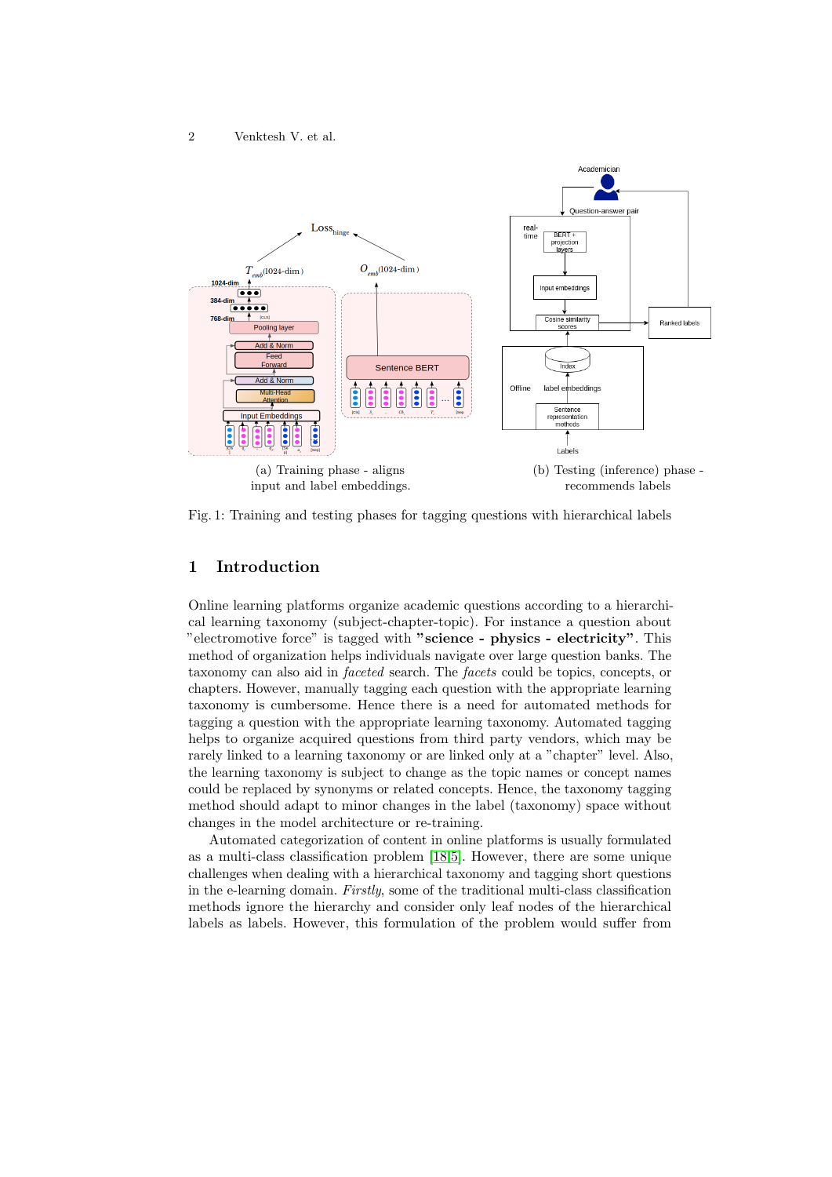(a) Training phase - aligns input and label embeddings.

(b) Testing (inference) phase - recommends labels

Fig. 1: Training and testing phases for tagging questions with hierarchical labels

## 1 Introduction

Online learning platforms organize academic questions according to a hierarchical learning taxonomy (subject-chapter-topic). For instance a question about "electromotive force" is tagged with **"science - physics - electricity"**. This method of organization helps individuals navigate over large question banks. The taxonomy can also aid in *faceted* search. The *facets* could be topics, concepts, or chapters. However, manually tagging each question with the appropriate learning taxonomy is cumbersome. Hence there is a need for automated methods for tagging a question with the appropriate learning taxonomy. Automated tagging helps to organize acquired questions from third party vendors, which may be rarely linked to a learning taxonomy or are linked only at a "chapter" level. Also, the learning taxonomy is subject to change as the topic names or concept names could be replaced by synonyms or related concepts. Hence, the taxonomy tagging method should adapt to minor changes in the label (taxonomy) space without changes in the model architecture or re-training.

Automated categorization of content in online platforms is usually formulated as a multi-class classification problem [18,5]. However, there are some unique challenges when dealing with a hierarchical taxonomy and tagging short questions in the e-learning domain. *Firstly*, some of the traditional multi-class classification methods ignore the hierarchy and consider only leaf nodes of the hierarchical labels as labels. However, this formulation of the problem would suffer from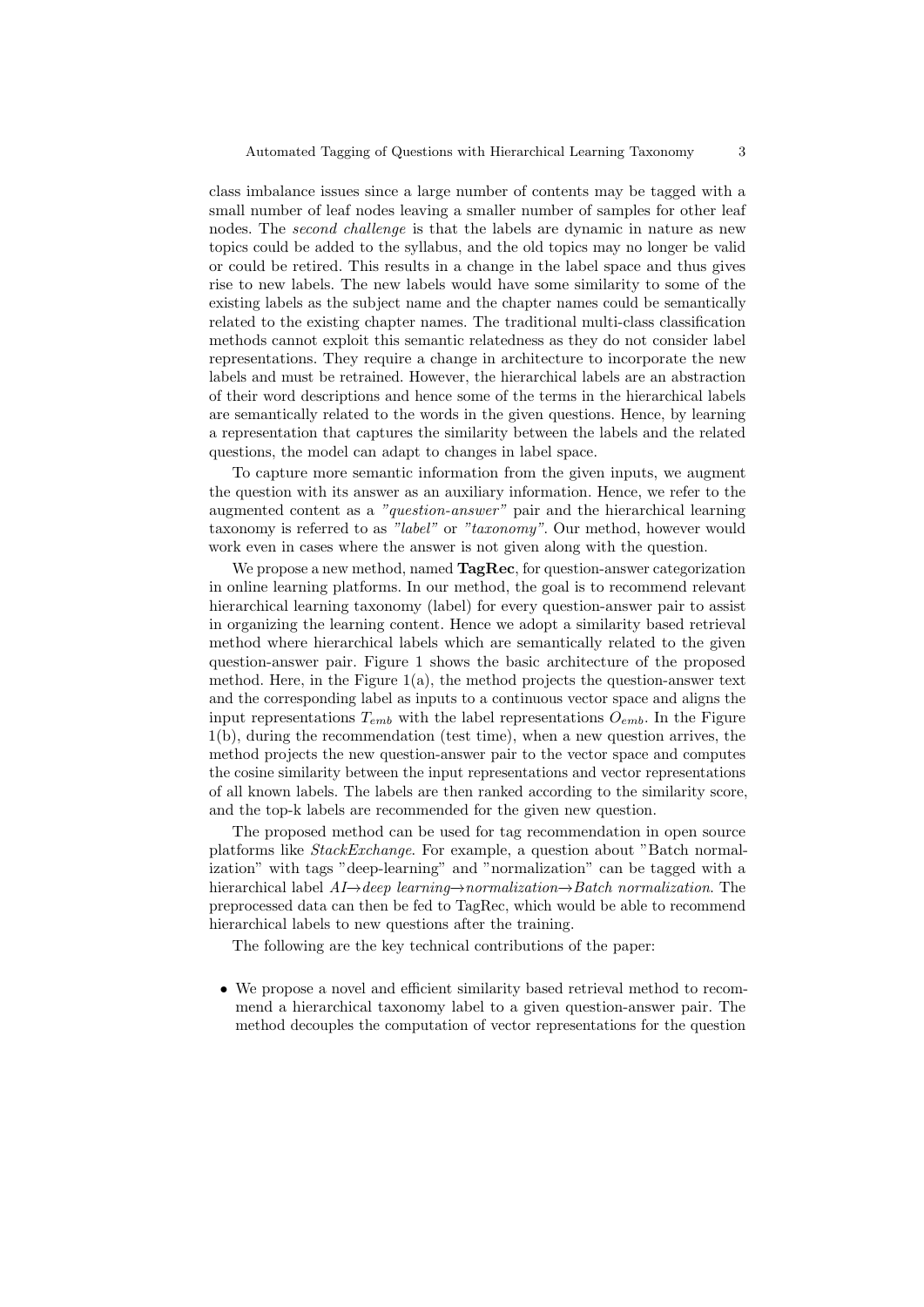class imbalance issues since a large number of contents may be tagged with a small number of leaf nodes leaving a smaller number of samples for other leaf nodes. The *second challenge* is that the labels are dynamic in nature as new topics could be added to the syllabus, and the old topics may no longer be valid or could be retired. This results in a change in the label space and thus gives rise to new labels. The new labels would have some similarity to some of the existing labels as the subject name and the chapter names could be semantically related to the existing chapter names. The traditional multi-class classification methods cannot exploit this semantic relatedness as they do not consider label representations. They require a change in architecture to incorporate the new labels and must be retrained. However, the hierarchical labels are an abstraction of their word descriptions and hence some of the terms in the hierarchical labels are semantically related to the words in the given questions. Hence, by learning a representation that captures the similarity between the labels and the related questions, the model can adapt to changes in label space.

To capture more semantic information from the given inputs, we augment the question with its answer as an auxiliary information. Hence, we refer to the augmented content as a *"question-answer"* pair and the hierarchical learning taxonomy is referred to as *"label"* or *"taxonomy"*. Our method, however would work even in cases where the answer is not given along with the question.

We propose a new method, named **TagRec**, for question-answer categorization in online learning platforms. In our method, the goal is to recommend relevant hierarchical learning taxonomy (label) for every question-answer pair to assist in organizing the learning content. Hence we adopt a similarity based retrieval method where hierarchical labels which are semantically related to the given question-answer pair. Figure 1 shows the basic architecture of the proposed method. Here, in the Figure 1(a), the method projects the question-answer text and the corresponding label as inputs to a continuous vector space and aligns the input representations $T_{emb}$ with the label representations $O_{emb}$. In the Figure 1(b), during the recommendation (test time), when a new question arrives, the method projects the new question-answer pair to the vector space and computes the cosine similarity between the input representations and vector representations of all known labels. The labels are then ranked according to the similarity score, and the top-k labels are recommended for the given new question.

The proposed method can be used for tag recommendation in open source platforms like *StackExchange*. For example, a question about "Batch normalization" with tags "deep-learning" and "normalization" can be tagged with a hierarchical label *AI→deep learning→normalization→Batch normalization*. The preprocessed data can then be fed to TagRec, which would be able to recommend hierarchical labels to new questions after the training.

The following are the key technical contributions of the paper:

- We propose a novel and efficient similarity based retrieval method to recommend a hierarchical taxonomy label to a given question-answer pair. The method decouples the computation of vector representations for the question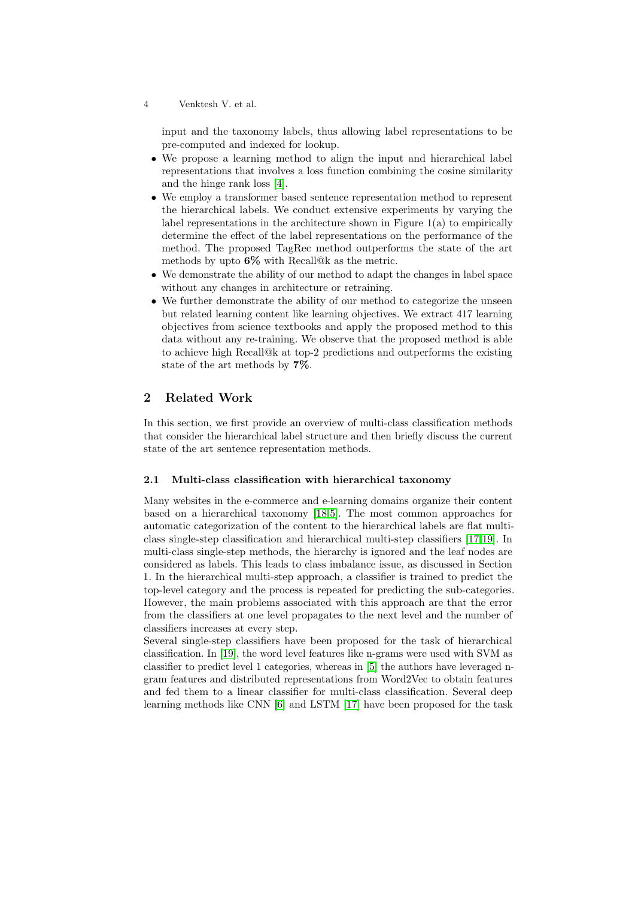input and the taxonomy labels, thus allowing label representations to be pre-computed and indexed for lookup.

- We propose a learning method to align the input and hierarchical label representations that involves a loss function combining the cosine similarity and the hinge rank loss [4].
- We employ a transformer based sentence representation method to represent the hierarchical labels. We conduct extensive experiments by varying the label representations in the architecture shown in Figure 1(a) to empirically determine the effect of the label representations on the performance of the method. The proposed TagRec method outperforms the state of the art methods by upto **6%** with Recall@k as the metric.
- We demonstrate the ability of our method to adapt the changes in label space without any changes in architecture or retraining.
- We further demonstrate the ability of our method to categorize the unseen but related learning content like learning objectives. We extract 417 learning objectives from science textbooks and apply the proposed method to this data without any re-training. We observe that the proposed method is able to achieve high Recall@k at top-2 predictions and outperforms the existing state of the art methods by **7%**.

## 2 Related Work

In this section, we first provide an overview of multi-class classification methods that consider the hierarchical label structure and then briefly discuss the current state of the art sentence representation methods.

### 2.1 Multi-class classification with hierarchical taxonomy

Many websites in the e-commerce and e-learning domains organize their content based on a hierarchical taxonomy [18,5]. The most common approaches for automatic categorization of the content to the hierarchical labels are flat multi-class single-step classification and hierarchical multi-step classifiers [17,19]. In multi-class single-step methods, the hierarchy is ignored and the leaf nodes are considered as labels. This leads to class imbalance issue, as discussed in Section 1. In the hierarchical multi-step approach, a classifier is trained to predict the top-level category and the process is repeated for predicting the sub-categories. However, the main problems associated with this approach are that the error from the classifiers at one level propagates to the next level and the number of classifiers increases at every step.

Several single-step classifiers have been proposed for the task of hierarchical classification. In [19], the word level features like n-grams were used with SVM as classifier to predict level 1 categories, whereas in [5] the authors have leveraged n-gram features and distributed representations from Word2Vec to obtain features and fed them to a linear classifier for multi-class classification. Several deep learning methods like CNN [6] and LSTM [17] have been proposed for the task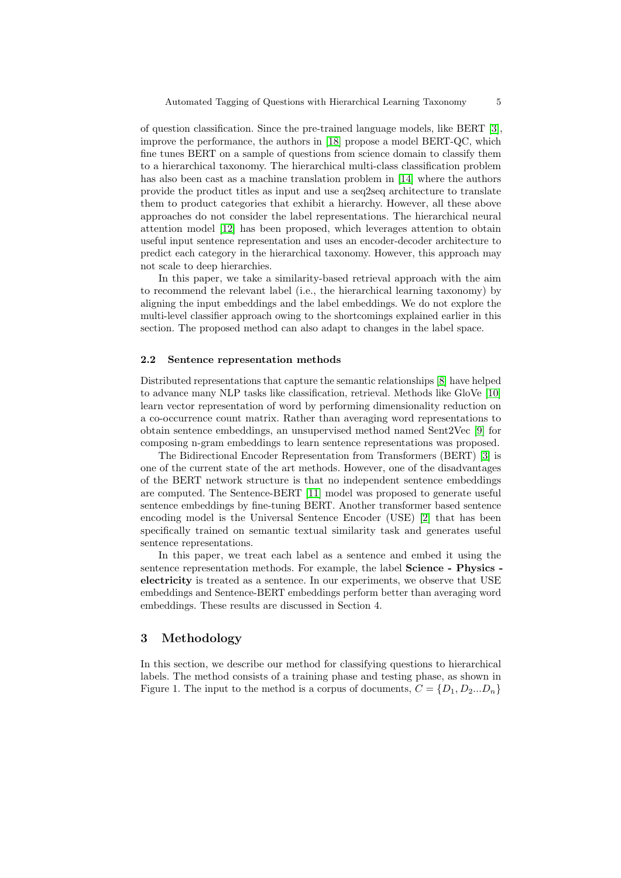of question classification. Since the pre-trained language models, like BERT [3], improve the performance, the authors in [18] propose a model BERT-QC, which fine tunes BERT on a sample of questions from science domain to classify them to a hierarchical taxonomy. The hierarchical multi-class classification problem has also been cast as a machine translation problem in [14] where the authors provide the product titles as input and use a seq2seq architecture to translate them to product categories that exhibit a hierarchy. However, all these above approaches do not consider the label representations. The hierarchical neural attention model [12] has been proposed, which leverages attention to obtain useful input sentence representation and uses an encoder-decoder architecture to predict each category in the hierarchical taxonomy. However, this approach may not scale to deep hierarchies.

In this paper, we take a similarity-based retrieval approach with the aim to recommend the relevant label (i.e., the hierarchical learning taxonomy) by aligning the input embeddings and the label embeddings. We do not explore the multi-level classifier approach owing to the shortcomings explained earlier in this section. The proposed method can also adapt to changes in the label space.

### 2.2 Sentence representation methods

Distributed representations that capture the semantic relationships [8] have helped to advance many NLP tasks like classification, retrieval. Methods like GloVe [10] learn vector representation of word by performing dimensionality reduction on a co-occurrence count matrix. Rather than averaging word representations to obtain sentence embeddings, an unsupervised method named Sent2Vec [9] for composing n-gram embeddings to learn sentence representations was proposed.

The Bidirectional Encoder Representation from Transformers (BERT) [3] is one of the current state of the art methods. However, one of the disadvantages of the BERT network structure is that no independent sentence embeddings are computed. The Sentence-BERT [11] model was proposed to generate useful sentence embeddings by fine-tuning BERT. Another transformer based sentence encoding model is the Universal Sentence Encoder (USE) [2] that has been specifically trained on semantic textual similarity task and generates useful sentence representations.

In this paper, we treat each label as a sentence and embed it using the sentence representation methods. For example, the label **Science - Physics - electricity** is treated as a sentence. In our experiments, we observe that USE embeddings and Sentence-BERT embeddings perform better than averaging word embeddings. These results are discussed in Section 4.

## 3 Methodology

In this section, we describe our method for classifying questions to hierarchical labels. The method consists of a training phase and testing phase, as shown in Figure 1. The input to the method is a corpus of documents, $C = \{D_1, D_2 ... D_n\}$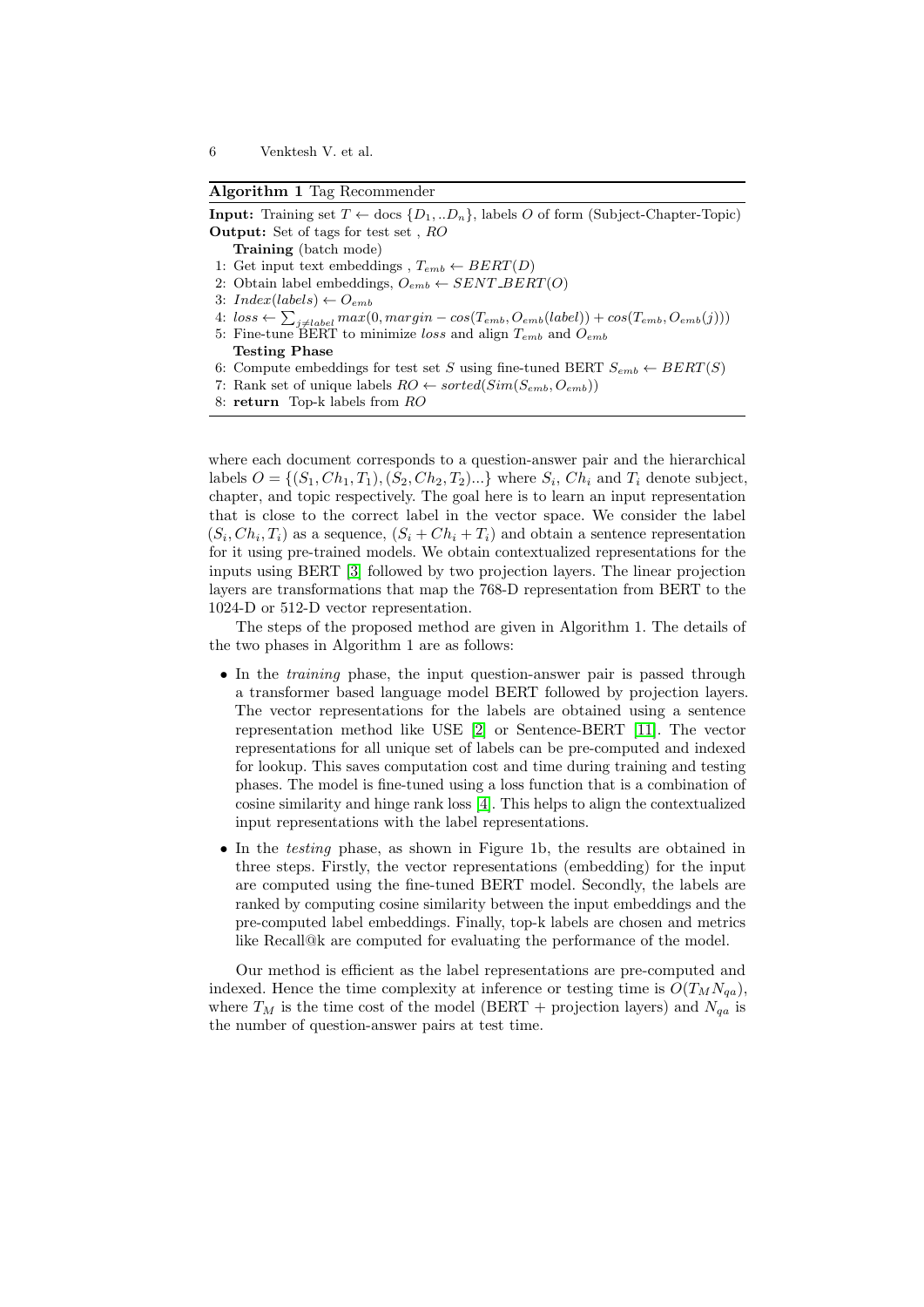**Algorithm 1** Tag Recommender

**Input:** Training set $T \leftarrow$ docs $\{D_1, ..D_n\}$, labels $O$ of form (Subject-Chapter-Topic)
**Output:** Set of tags for test set , $RO$

**Training** (batch mode)

1: Get input text embeddings , $T_{emb} \leftarrow BERT(D)$
2: Obtain label embeddings, $O_{emb} \leftarrow SENT\_BERT(O)$
3: $Index(labels) \leftarrow O_{emb}$
4: $loss \leftarrow \sum_{j \neq label} max(0, margin - cos(T_{emb}, O_{emb}(label)) + cos(T_{emb}, O_{emb}(j)))$
5: Fine-tune BERT to minimize $loss$ and align $T_{emb}$ and $O_{emb}$

**Testing Phase**

6: Compute embeddings for test set $S$ using fine-tuned BERT $S_{emb} \leftarrow BERT(S)$
7: Rank set of unique labels $RO \leftarrow sorted(Sim(S_{emb}, O_{emb}))$
8: **return** Top-k labels from $RO$

where each document corresponds to a question-answer pair and the hierarchical labels $O = \{(S_1, Ch_1, T_1), (S_2, Ch_2, T_2)...\}$ where $S_i$, $Ch_i$ and $T_i$ denote subject, chapter, and topic respectively. The goal here is to learn an input representation that is close to the correct label in the vector space. We consider the label $(S_i, Ch_i, T_i)$ as a sequence, $(S_i + Ch_i + T_i)$ and obtain a sentence representation for it using pre-trained models. We obtain contextualized representations for the inputs using BERT [3] followed by two projection layers. The linear projection layers are transformations that map the 768-D representation from BERT to the 1024-D or 512-D vector representation.

The steps of the proposed method are given in Algorithm 1. The details of the two phases in Algorithm 1 are as follows:

- In the *training* phase, the input question-answer pair is passed through a transformer based language model BERT followed by projection layers. The vector representations for the labels are obtained using a sentence representation method like USE [2] or Sentence-BERT [11]. The vector representations for all unique set of labels can be pre-computed and indexed for lookup. This saves computation cost and time during training and testing phases. The model is fine-tuned using a loss function that is a combination of cosine similarity and hinge rank loss [4]. This helps to align the contextualized input representations with the label representations.
- In the *testing* phase, as shown in Figure 1b, the results are obtained in three steps. Firstly, the vector representations (embedding) for the input are computed using the fine-tuned BERT model. Secondly, the labels are ranked by computing cosine similarity between the input embeddings and the pre-computed label embeddings. Finally, top-k labels are chosen and metrics like Recall@k are computed for evaluating the performance of the model.

Our method is efficient as the label representations are pre-computed and indexed. Hence the time complexity at inference or testing time is $O(T_M N_{qa})$, where $T_M$ is the time cost of the model (BERT + projection layers) and $N_{qa}$ is the number of question-answer pairs at test time.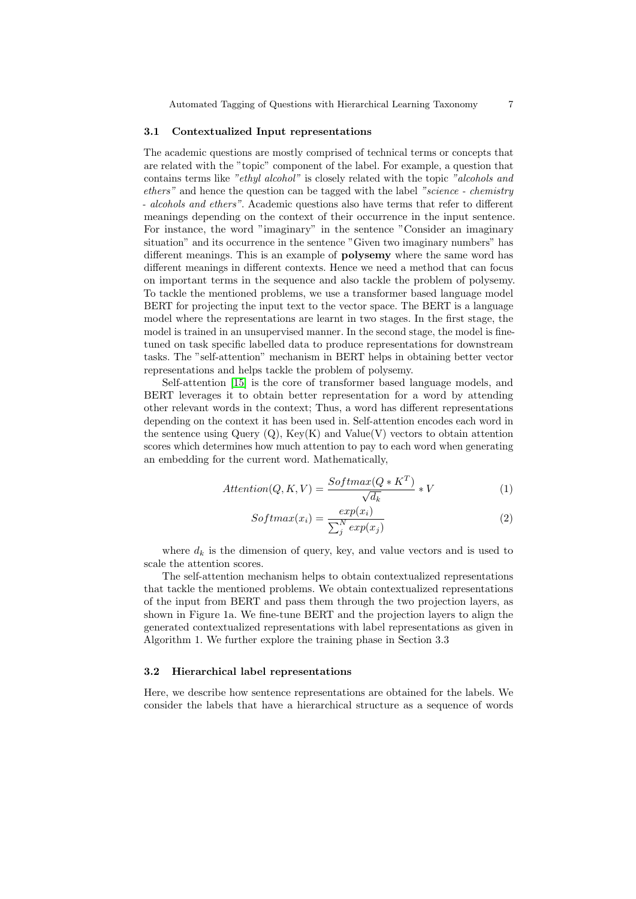### 3.1 Contextualized Input representations

The academic questions are mostly comprised of technical terms or concepts that are related with the "topic" component of the label. For example, a question that contains terms like *"ethyl alcohol"* is closely related with the topic *"alcohols and ethers"* and hence the question can be tagged with the label *"science - chemistry - alcohols and ethers"*. Academic questions also have terms that refer to different meanings depending on the context of their occurrence in the input sentence. For instance, the word "imaginary" in the sentence "Consider an imaginary situation" and its occurrence in the sentence "Given two imaginary numbers" has different meanings. This is an example of **polysemy** where the same word has different meanings in different contexts. Hence we need a method that can focus on important terms in the sequence and also tackle the problem of polysemy. To tackle the mentioned problems, we use a transformer based language model BERT for projecting the input text to the vector space. The BERT is a language model where the representations are learnt in two stages. In the first stage, the model is trained in an unsupervised manner. In the second stage, the model is fine-tuned on task specific labelled data to produce representations for downstream tasks. The "self-attention" mechanism in BERT helps in obtaining better vector representations and helps tackle the problem of polysemy.

Self-attention [15] is the core of transformer based language models, and BERT leverages it to obtain better representation for a word by attending other relevant words in the context; Thus, a word has different representations depending on the context it has been used in. Self-attention encodes each word in the sentence using Query (Q), Key(K) and Value(V) vectors to obtain attention scores which determines how much attention to pay to each word when generating an embedding for the current word. Mathematically,

$$Attention(Q, K, V) = \frac{Softmax(Q * K^T)}{\sqrt{d_k}} * V \tag{1}$$

$$Softmax(x_i) = \frac{exp(x_i)}{\sum_j^N exp(x_j)} \tag{2}$$

where $d_k$ is the dimension of query, key, and value vectors and is used to scale the attention scores.

The self-attention mechanism helps to obtain contextualized representations that tackle the mentioned problems. We obtain contextualized representations of the input from BERT and pass them through the two projection layers, as shown in Figure 1a. We fine-tune BERT and the projection layers to align the generated contextualized representations with label representations as given in Algorithm 1. We further explore the training phase in Section 3.3

### 3.2 Hierarchical label representations

Here, we describe how sentence representations are obtained for the labels. We consider the labels that have a hierarchical structure as a sequence of words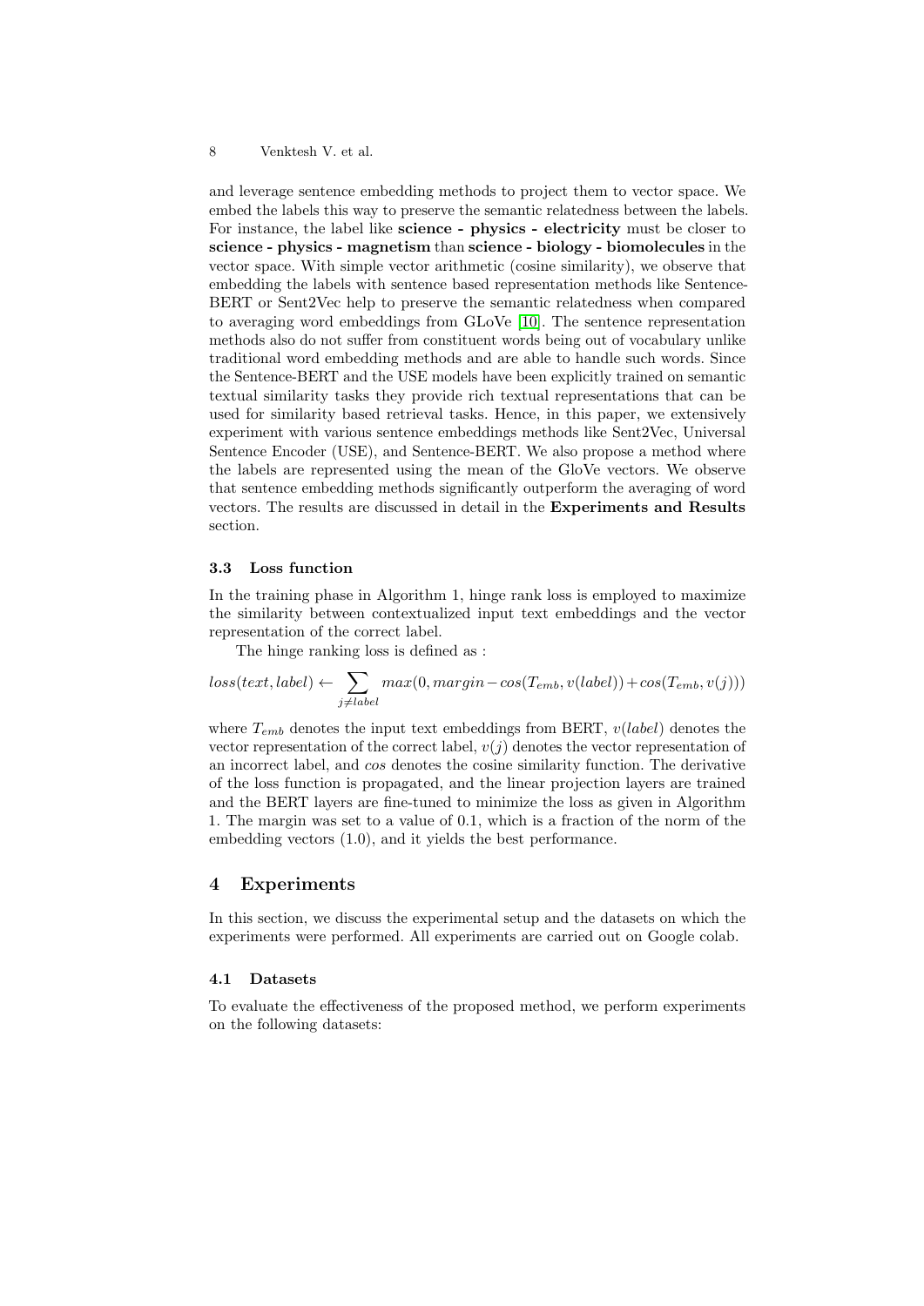and leverage sentence embedding methods to project them to vector space. We embed the labels this way to preserve the semantic relatedness between the labels. For instance, the label like **science - physics - electricity** must be closer to **science - physics - magnetism** than **science - biology - biomolecules** in the vector space. With simple vector arithmetic (cosine similarity), we observe that embedding the labels with sentence based representation methods like Sentence-BERT or Sent2Vec help to preserve the semantic relatedness when compared to averaging word embeddings from GLoVe [10]. The sentence representation methods also do not suffer from constituent words being out of vocabulary unlike traditional word embedding methods and are able to handle such words. Since the Sentence-BERT and the USE models have been explicitly trained on semantic textual similarity tasks they provide rich textual representations that can be used for similarity based retrieval tasks. Hence, in this paper, we extensively experiment with various sentence embeddings methods like Sent2Vec, Universal Sentence Encoder (USE), and Sentence-BERT. We also propose a method where the labels are represented using the mean of the GloVe vectors. We observe that sentence embedding methods significantly outperform the averaging of word vectors. The results are discussed in detail in the **Experiments and Results** section.

### 3.3 Loss function

In the training phase in Algorithm 1, hinge rank loss is employed to maximize the similarity between contextualized input text embeddings and the vector representation of the correct label.

The hinge ranking loss is defined as :

$$loss(text, label) \leftarrow \sum_{j \neq label} max(0, margin - cos(T_{emb}, v(label)) + cos(T_{emb}, v(j)))$$

where $T_{emb}$ denotes the input text embeddings from BERT, $v(label)$ denotes the vector representation of the correct label, $v(j)$ denotes the vector representation of an incorrect label, and *cos* denotes the cosine similarity function. The derivative of the loss function is propagated, and the linear projection layers are trained and the BERT layers are fine-tuned to minimize the loss as given in Algorithm 1. The margin was set to a value of 0.1, which is a fraction of the norm of the embedding vectors (1.0), and it yields the best performance.

## 4 Experiments

In this section, we discuss the experimental setup and the datasets on which the experiments were performed. All experiments are carried out on Google colab.

### 4.1 Datasets

To evaluate the effectiveness of the proposed method, we perform experiments on the following datasets: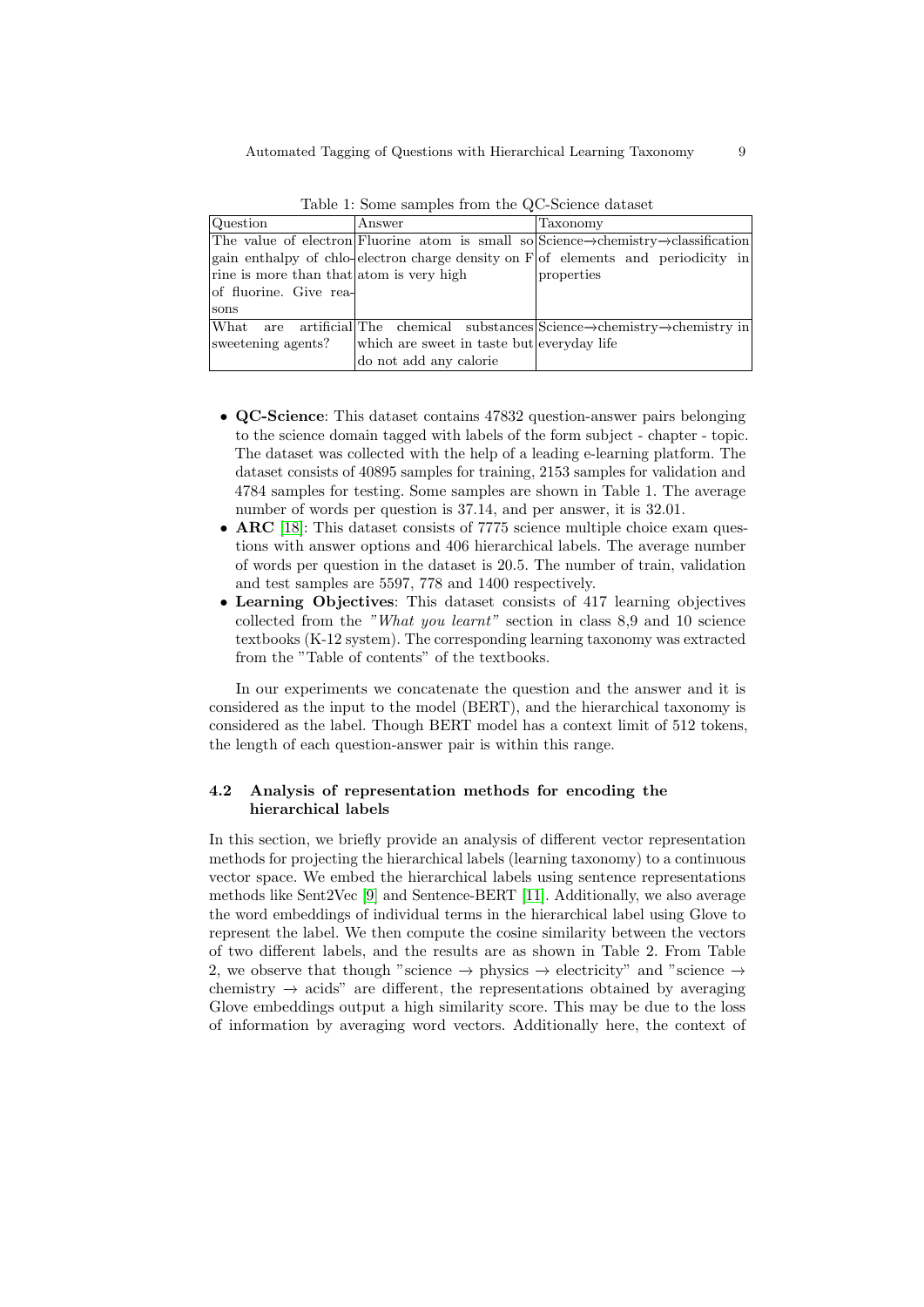Table 1: Some samples from the QC-Science dataset

| Question | Answer | Taxonomy |
|---|---|---|
| The value of electron gain enthalpy of chlorine is more than that of fluorine. Give reasons | Fluorine atom is small so electron charge density on F atom is very high | Science→chemistry→classification of elements and periodicity in properties |
| What are artificial sweetening agents? | The chemical substances which are sweet in taste but do not add any calorie | Science→chemistry→chemistry in everyday life |

- **QC-Science**: This dataset contains 47832 question-answer pairs belonging to the science domain tagged with labels of the form subject - chapter - topic. The dataset was collected with the help of a leading e-learning platform. The dataset consists of 40895 samples for training, 2153 samples for validation and 4784 samples for testing. Some samples are shown in Table 1. The average number of words per question is 37.14, and per answer, it is 32.01.
- **ARC** [18]: This dataset consists of 7775 science multiple choice exam questions with answer options and 406 hierarchical labels. The average number of words per question in the dataset is 20.5. The number of train, validation and test samples are 5597, 778 and 1400 respectively.
- **Learning Objectives**: This dataset consists of 417 learning objectives collected from the *"What you learnt"* section in class 8,9 and 10 science textbooks (K-12 system). The corresponding learning taxonomy was extracted from the "Table of contents" of the textbooks.

In our experiments we concatenate the question and the answer and it is considered as the input to the model (BERT), and the hierarchical taxonomy is considered as the label. Though BERT model has a context limit of 512 tokens, the length of each question-answer pair is within this range.

### 4.2 Analysis of representation methods for encoding the hierarchical labels

In this section, we briefly provide an analysis of different vector representation methods for projecting the hierarchical labels (learning taxonomy) to a continuous vector space. We embed the hierarchical labels using sentence representations methods like Sent2Vec [9] and Sentence-BERT [11]. Additionally, we also average the word embeddings of individual terms in the hierarchical label using Glove to represent the label. We then compute the cosine similarity between the vectors of two different labels, and the results are as shown in Table 2. From Table 2, we observe that though "science → physics → electricity" and "science → chemistry → acids" are different, the representations obtained by averaging Glove embeddings output a high similarity score. This may be due to the loss of information by averaging word vectors. Additionally here, the context of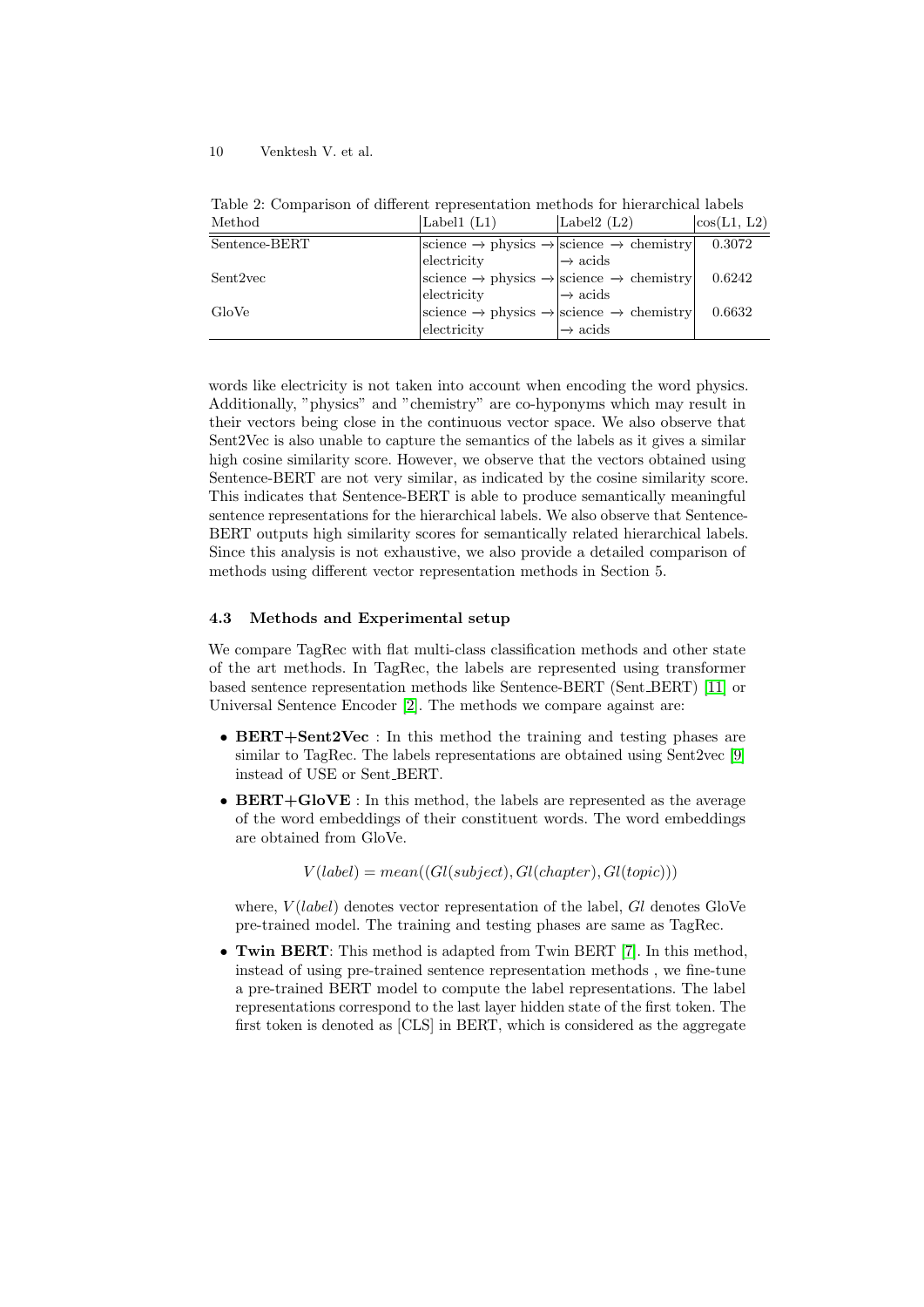Table 2: Comparison of different representation methods for hierarchical labels

| Method | Label1 (L1) | Label2 (L2) | cos(L1, L2) |
|---|---|---|---|
| Sentence-BERT | science → physics → electricity | science → chemistry → acids | 0.3072 |
| Sent2vec | science → physics → electricity | science → chemistry → acids | 0.6242 |
| GloVe | science → physics → electricity | science → chemistry → acids | 0.6632 |

words like electricity is not taken into account when encoding the word physics. Additionally, "physics" and "chemistry" are co-hyponyms which may result in their vectors being close in the continuous vector space. We also observe that Sent2Vec is also unable to capture the semantics of the labels as it gives a similar high cosine similarity score. However, we observe that the vectors obtained using Sentence-BERT are not very similar, as indicated by the cosine similarity score. This indicates that Sentence-BERT is able to produce semantically meaningful sentence representations for the hierarchical labels. We also observe that Sentence-BERT outputs high similarity scores for semantically related hierarchical labels. Since this analysis is not exhaustive, we also provide a detailed comparison of methods using different vector representation methods in Section 5.

### 4.3 Methods and Experimental setup

We compare TagRec with flat multi-class classification methods and other state of the art methods. In TagRec, the labels are represented using transformer based sentence representation methods like Sentence-BERT (Sent_BERT) [11] or Universal Sentence Encoder [2]. The methods we compare against are:

- **BERT+Sent2Vec** : In this method the training and testing phases are similar to TagRec. The labels representations are obtained using Sent2vec [9] instead of USE or Sent_BERT.
- **BERT+GloVE** : In this method, the labels are represented as the average of the word embeddings of their constituent words. The word embeddings are obtained from GloVe.

  $$V(label) = mean((Gl(subject), Gl(chapter), Gl(topic)))$$

  where, $V(label)$ denotes vector representation of the label, $Gl$ denotes GloVe pre-trained model. The training and testing phases are same as TagRec.
- **Twin BERT**: This method is adapted from Twin BERT [7]. In this method, instead of using pre-trained sentence representation methods , we fine-tune a pre-trained BERT model to compute the label representations. The label representations correspond to the last layer hidden state of the first token. The first token is denoted as [CLS] in BERT, which is considered as the aggregate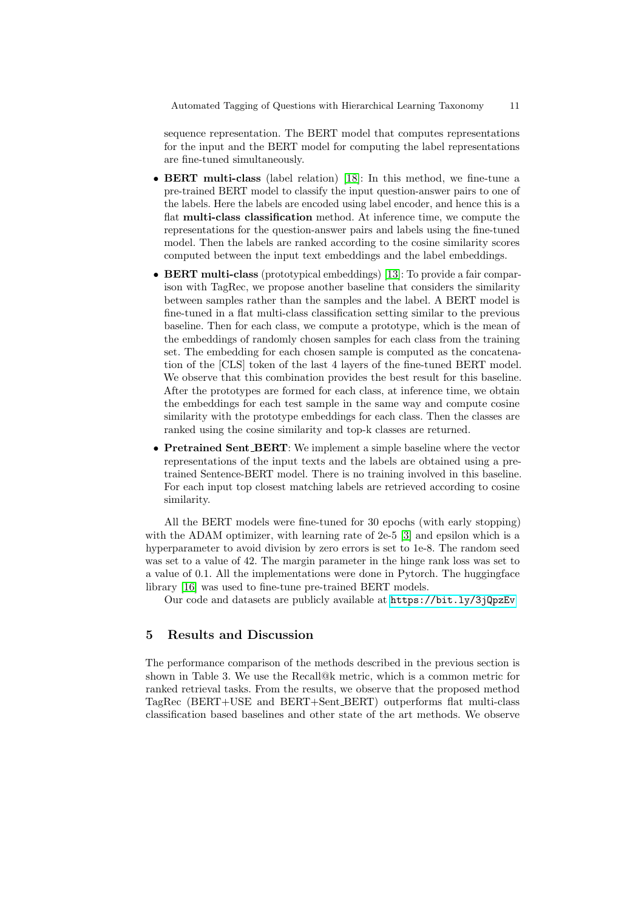sequence representation. The BERT model that computes representations for the input and the BERT model for computing the label representations are fine-tuned simultaneously.

- **BERT multi-class** (label relation) [18]: In this method, we fine-tune a pre-trained BERT model to classify the input question-answer pairs to one of the labels. Here the labels are encoded using label encoder, and hence this is a flat **multi-class classification** method. At inference time, we compute the representations for the question-answer pairs and labels using the fine-tuned model. Then the labels are ranked according to the cosine similarity scores computed between the input text embeddings and the label embeddings.
- **BERT multi-class** (prototypical embeddings) [13]: To provide a fair comparison with TagRec, we propose another baseline that considers the similarity between samples rather than the samples and the label. A BERT model is fine-tuned in a flat multi-class classification setting similar to the previous baseline. Then for each class, we compute a prototype, which is the mean of the embeddings of randomly chosen samples for each class from the training set. The embedding for each chosen sample is computed as the concatenation of the [CLS] token of the last 4 layers of the fine-tuned BERT model. We observe that this combination provides the best result for this baseline. After the prototypes are formed for each class, at inference time, we obtain the embeddings for each test sample in the same way and compute cosine similarity with the prototype embeddings for each class. Then the classes are ranked using the cosine similarity and top-k classes are returned.
- **Pretrained Sent_BERT**: We implement a simple baseline where the vector representations of the input texts and the labels are obtained using a pre-trained Sentence-BERT model. There is no training involved in this baseline. For each input top closest matching labels are retrieved according to cosine similarity.

All the BERT models were fine-tuned for 30 epochs (with early stopping) with the ADAM optimizer, with learning rate of 2e-5 [3] and epsilon which is a hyperparameter to avoid division by zero errors is set to 1e-8. The random seed was set to a value of 42. The margin parameter in the hinge rank loss was set to a value of 0.1. All the implementations were done in Pytorch. The huggingface library [16] was used to fine-tune pre-trained BERT models.

Our code and datasets are publicly available at https://bit.ly/3jQpzEv

## 5 Results and Discussion

The performance comparison of the methods described in the previous section is shown in Table 3. We use the Recall@k metric, which is a common metric for ranked retrieval tasks. From the results, we observe that the proposed method TagRec (BERT+USE and BERT+Sent_BERT) outperforms flat multi-class classification based baselines and other state of the art methods. We observe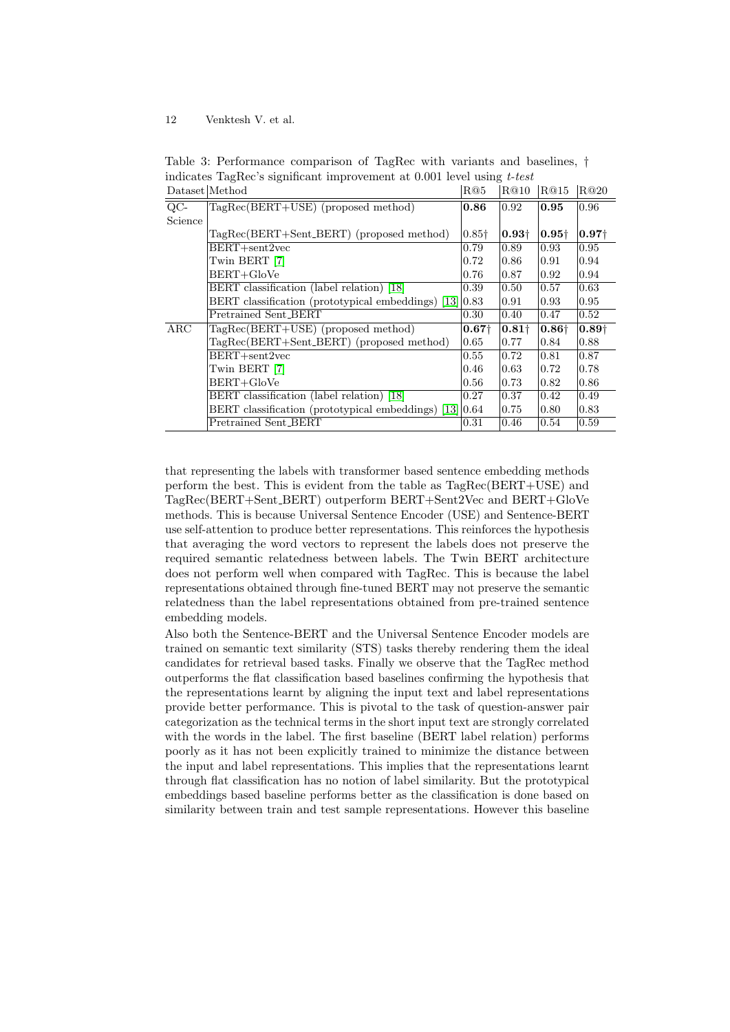Table 3: Performance comparison of TagRec with variants and baselines, † indicates TagRec's significant improvement at 0.001 level using *t-test*

| Dataset | Method | R@5 | R@10 | R@15 | R@20 |
|---|---|---|---|---|---|
| QC-Science | TagRec(BERT+USE) (proposed method) | **0.86** | 0.92 | **0.95** | 0.96 |
| | TagRec(BERT+Sent_BERT) (proposed method) | 0.85† | **0.93**† | **0.95**† | **0.97**† |
| | BERT+sent2vec | 0.79 | 0.89 | 0.93 | 0.95 |
| | Twin BERT [7] | 0.72 | 0.86 | 0.91 | 0.94 |
| | BERT+GloVe | 0.76 | 0.87 | 0.92 | 0.94 |
| | BERT classification (label relation) [18] | 0.39 | 0.50 | 0.57 | 0.63 |
| | BERT classification (prototypical embeddings) [13] | 0.83 | 0.91 | 0.93 | 0.95 |
| | Pretrained Sent_BERT | 0.30 | 0.40 | 0.47 | 0.52 |
| ARC | TagRec(BERT+USE) (proposed method) | **0.67**† | **0.81**† | **0.86**† | **0.89**† |
| | TagRec(BERT+Sent_BERT) (proposed method) | 0.65 | 0.77 | 0.84 | 0.88 |
| | BERT+sent2vec | 0.55 | 0.72 | 0.81 | 0.87 |
| | Twin BERT [7] | 0.46 | 0.63 | 0.72 | 0.78 |
| | BERT+GloVe | 0.56 | 0.73 | 0.82 | 0.86 |
| | BERT classification (label relation) [18] | 0.27 | 0.37 | 0.42 | 0.49 |
| | BERT classification (prototypical embeddings) [13] | 0.64 | 0.75 | 0.80 | 0.83 |
| | Pretrained Sent_BERT | 0.31 | 0.46 | 0.54 | 0.59 |

that representing the labels with transformer based sentence embedding methods perform the best. This is evident from the table as TagRec(BERT+USE) and TagRec(BERT+Sent_BERT) outperform BERT+Sent2Vec and BERT+GloVe methods. This is because Universal Sentence Encoder (USE) and Sentence-BERT use self-attention to produce better representations. This reinforces the hypothesis that averaging the word vectors to represent the labels does not preserve the required semantic relatedness between labels. The Twin BERT architecture does not perform well when compared with TagRec. This is because the label representations obtained through fine-tuned BERT may not preserve the semantic relatedness than the label representations obtained from pre-trained sentence embedding models.

Also both the Sentence-BERT and the Universal Sentence Encoder models are trained on semantic text similarity (STS) tasks thereby rendering them the ideal candidates for retrieval based tasks. Finally we observe that the TagRec method outperforms the flat classification based baselines confirming the hypothesis that the representations learnt by aligning the input text and label representations provide better performance. This is pivotal to the task of question-answer pair categorization as the technical terms in the short input text are strongly correlated with the words in the label. The first baseline (BERT label relation) performs poorly as it has not been explicitly trained to minimize the distance between the input and label representations. This implies that the representations learnt through flat classification has no notion of label similarity. But the prototypical embeddings based baseline performs better as the classification is done based on similarity between train and test sample representations. However this baseline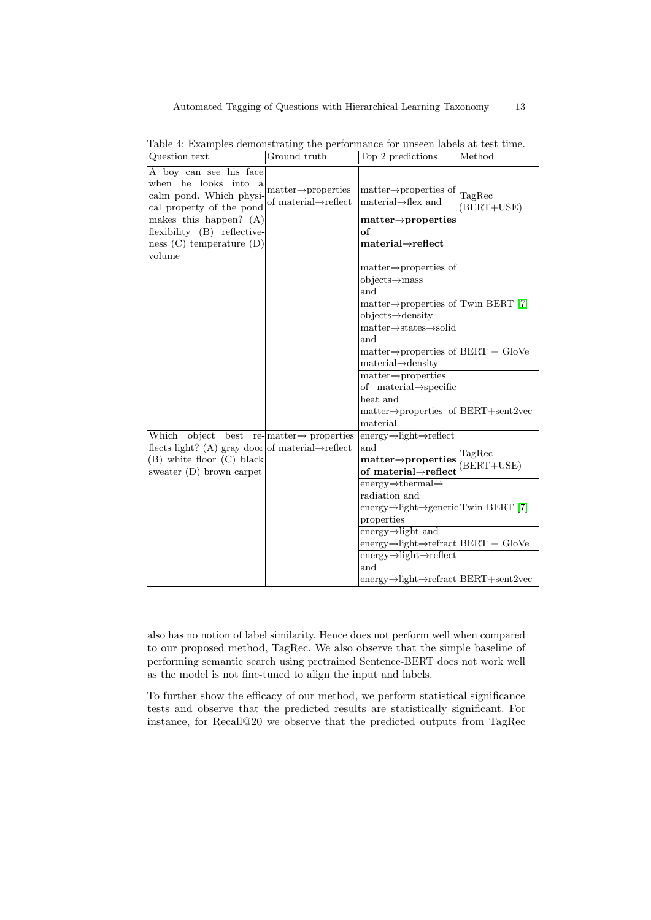Table 4: Examples demonstrating the performance for unseen labels at test time.

| Question text | Ground truth | Top 2 predictions | Method |
|---|---|---|---|
| A boy can see his face when he looks into a calm pond. Which physical property of the pond makes this happen? (A) flexibility (B) reflectiveness (C) temperature (D) volume | matter→properties of material→reflect | matter→properties of material→flex and **matter→properties of material→reflect** | TagRec (BERT+USE) |
| | | matter→properties of objects→mass and matter→properties of objects→density | Twin BERT [7] |
| | | matter→states→solid and matter→properties of material→density | BERT + GloVe |
| | | matter→properties of material→specific heat and matter→properties of material | BERT+sent2vec |
| Which object best reflects light? (A) gray door (B) white floor (C) black sweater (D) brown carpet | matter→ properties of material→reflect | energy→light→reflect and **matter→properties of material→reflect** | TagRec (BERT+USE) |
| | | energy→thermal→ radiation and energy→light→generic properties | Twin BERT [7] |
| | | energy→light and energy→light→refract | BERT + GloVe |
| | | energy→light→reflect and energy→light→refract | BERT+sent2vec |

also has no notion of label similarity. Hence does not perform well when compared to our proposed method, TagRec. We also observe that the simple baseline of performing semantic search using pretrained Sentence-BERT does not work well as the model is not fine-tuned to align the input and labels.

To further show the efficacy of our method, we perform statistical significance tests and observe that the predicted results are statistically significant. For instance, for Recall@20 we observe that the predicted outputs from TagRec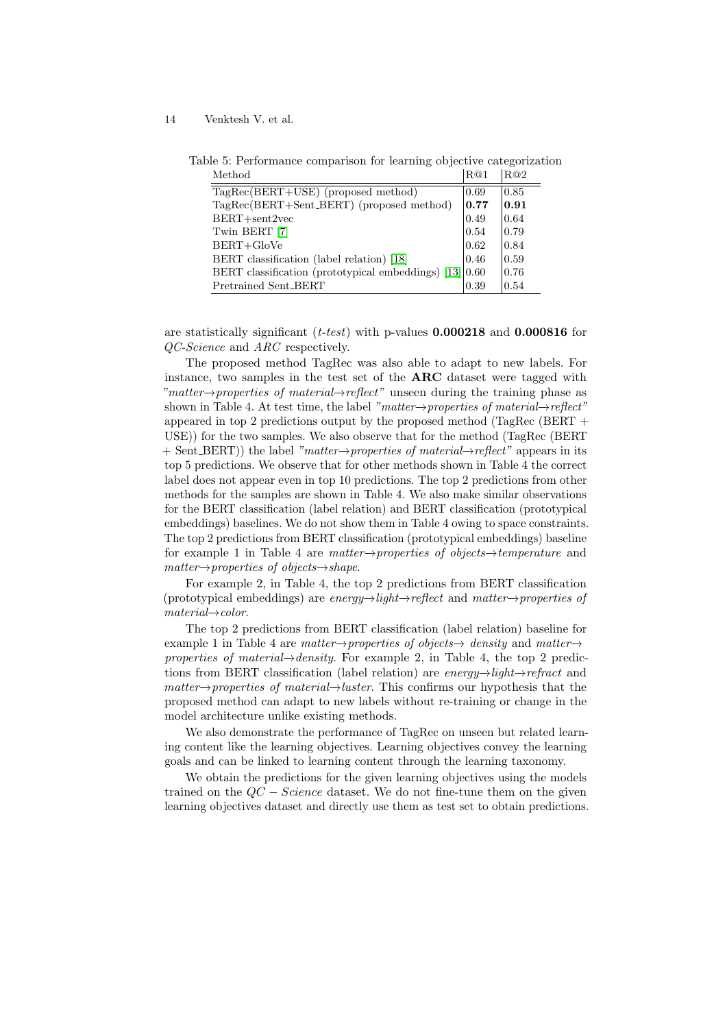Table 5: Performance comparison for learning objective categorization

| Method | R@1 | R@2 |
|---|---|---|
| TagRec(BERT+USE) (proposed method) | 0.69 | 0.85 |
| TagRec(BERT+Sent_BERT) (proposed method) | **0.77** | **0.91** |
| BERT+sent2vec | 0.49 | 0.64 |
| Twin BERT [7] | 0.54 | 0.79 |
| BERT+GloVe | 0.62 | 0.84 |
| BERT classification (label relation) [18] | 0.46 | 0.59 |
| BERT classification (prototypical embeddings) [13] | 0.60 | 0.76 |
| Pretrained Sent_BERT | 0.39 | 0.54 |

are statistically significant (*t-test*) with p-values **0.000218** and **0.000816** for *QC-Science* and *ARC* respectively.

The proposed method TagRec was also able to adapt to new labels. For instance, two samples in the test set of the **ARC** dataset were tagged with *"matter→properties of material→reflect"* unseen during the training phase as shown in Table 4. At test time, the label *"matter→properties of material→reflect"* appeared in top 2 predictions output by the proposed method (TagRec (BERT + USE)) for the two samples. We also observe that for the method (TagRec (BERT + Sent_BERT)) the label *"matter→properties of material→reflect"* appears in its top 5 predictions. We observe that for other methods shown in Table 4 the correct label does not appear even in top 10 predictions. The top 2 predictions from other methods for the samples are shown in Table 4. We also make similar observations for the BERT classification (label relation) and BERT classification (prototypical embeddings) baselines. We do not show them in Table 4 owing to space constraints. The top 2 predictions from BERT classification (prototypical embeddings) baseline for example 1 in Table 4 are *matter→properties of objects→temperature* and *matter→properties of objects→shape*.

For example 2, in Table 4, the top 2 predictions from BERT classification (prototypical embeddings) are *energy→light→reflect* and *matter→properties of material→color*.

The top 2 predictions from BERT classification (label relation) baseline for example 1 in Table 4 are *matter→properties of objects→ density* and *matter→ properties of material→density*. For example 2, in Table 4, the top 2 predictions from BERT classification (label relation) are *energy→light→refract* and *matter→properties of material→luster*. This confirms our hypothesis that the proposed method can adapt to new labels without re-training or change in the model architecture unlike existing methods.

We also demonstrate the performance of TagRec on unseen but related learning content like the learning objectives. Learning objectives convey the learning goals and can be linked to learning content through the learning taxonomy.

We obtain the predictions for the given learning objectives using the models trained on the $QC - Science$ dataset. We do not fine-tune them on the given learning objectives dataset and directly use them as test set to obtain predictions.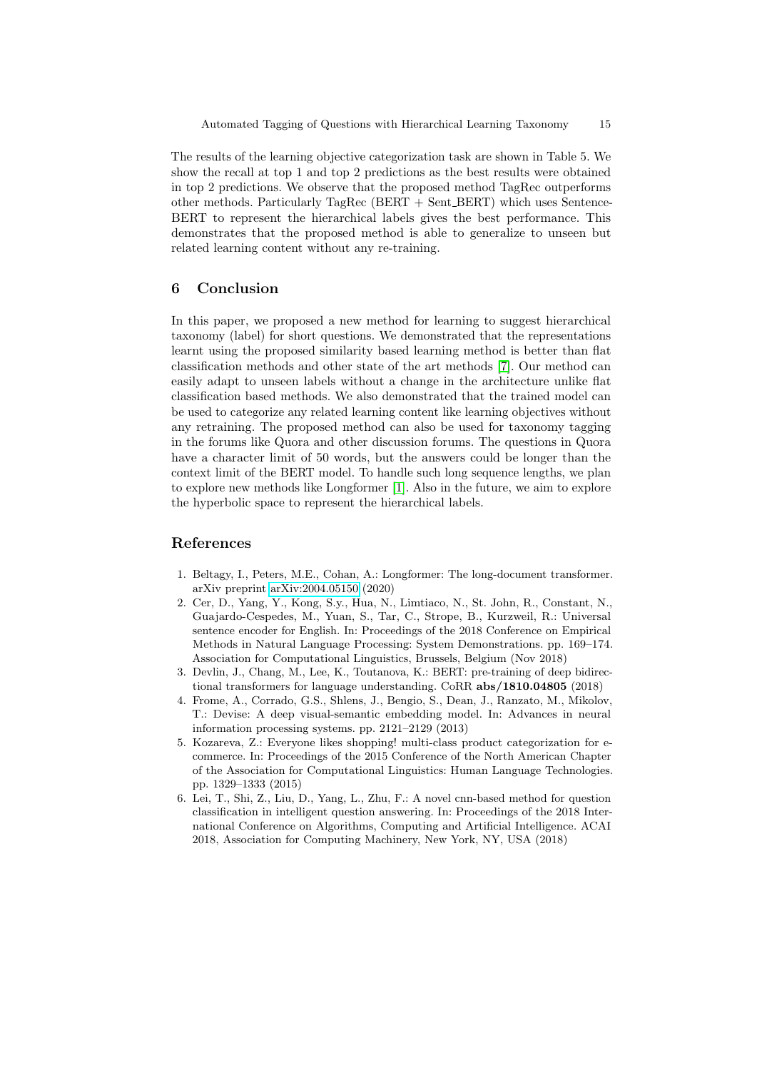The results of the learning objective categorization task are shown in Table 5. We show the recall at top 1 and top 2 predictions as the best results were obtained in top 2 predictions. We observe that the proposed method TagRec outperforms other methods. Particularly TagRec (BERT + Sent_BERT) which uses Sentence-BERT to represent the hierarchical labels gives the best performance. This demonstrates that the proposed method is able to generalize to unseen but related learning content without any re-training.

## 6 Conclusion

In this paper, we proposed a new method for learning to suggest hierarchical taxonomy (label) for short questions. We demonstrated that the representations learnt using the proposed similarity based learning method is better than flat classification methods and other state of the art methods [7]. Our method can easily adapt to unseen labels without a change in the architecture unlike flat classification based methods. We also demonstrated that the trained model can be used to categorize any related learning content like learning objectives without any retraining. The proposed method can also be used for taxonomy tagging in the forums like Quora and other discussion forums. The questions in Quora have a character limit of 50 words, but the answers could be longer than the context limit of the BERT model. To handle such long sequence lengths, we plan to explore new methods like Longformer [1]. Also in the future, we aim to explore the hyperbolic space to represent the hierarchical labels.

## References

1. Beltagy, I., Peters, M.E., Cohan, A.: Longformer: The long-document transformer. arXiv preprint arXiv:2004.05150 (2020)
2. Cer, D., Yang, Y., Kong, S.y., Hua, N., Limtiaco, N., St. John, R., Constant, N., Guajardo-Cespedes, M., Yuan, S., Tar, C., Strope, B., Kurzweil, R.: Universal sentence encoder for English. In: Proceedings of the 2018 Conference on Empirical Methods in Natural Language Processing: System Demonstrations. pp. 169–174. Association for Computational Linguistics, Brussels, Belgium (Nov 2018)
3. Devlin, J., Chang, M., Lee, K., Toutanova, K.: BERT: pre-training of deep bidirectional transformers for language understanding. CoRR **abs/1810.04805** (2018)
4. Frome, A., Corrado, G.S., Shlens, J., Bengio, S., Dean, J., Ranzato, M., Mikolov, T.: Devise: A deep visual-semantic embedding model. In: Advances in neural information processing systems. pp. 2121–2129 (2013)
5. Kozareva, Z.: Everyone likes shopping! multi-class product categorization for e-commerce. In: Proceedings of the 2015 Conference of the North American Chapter of the Association for Computational Linguistics: Human Language Technologies. pp. 1329–1333 (2015)
6. Lei, T., Shi, Z., Liu, D., Yang, L., Zhu, F.: A novel cnn-based method for question classification in intelligent question answering. In: Proceedings of the 2018 International Conference on Algorithms, Computing and Artificial Intelligence. ACAI 2018, Association for Computing Machinery, New York, NY, USA (2018)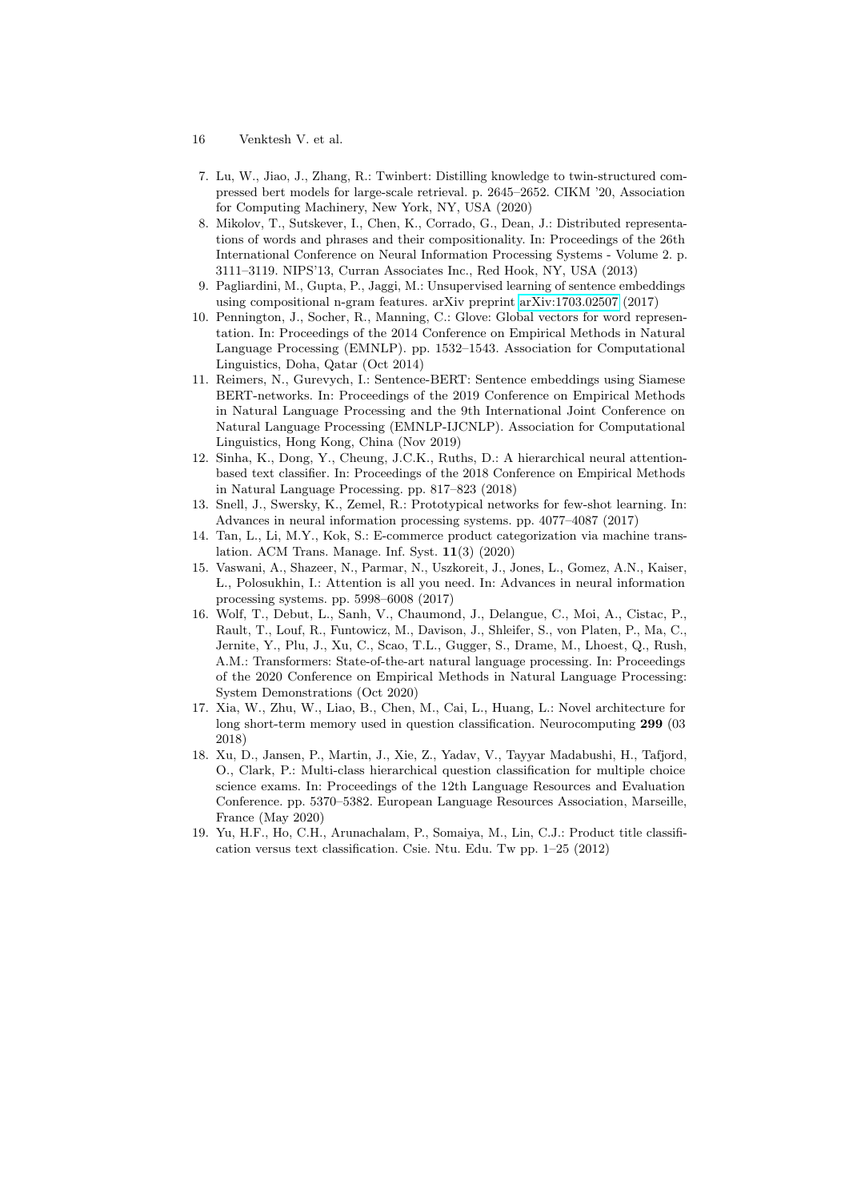7. Lu, W., Jiao, J., Zhang, R.: Twinbert: Distilling knowledge to twin-structured compressed bert models for large-scale retrieval. p. 2645–2652. CIKM '20, Association for Computing Machinery, New York, NY, USA (2020)
8. Mikolov, T., Sutskever, I., Chen, K., Corrado, G., Dean, J.: Distributed representations of words and phrases and their compositionality. In: Proceedings of the 26th International Conference on Neural Information Processing Systems - Volume 2. p. 3111–3119. NIPS'13, Curran Associates Inc., Red Hook, NY, USA (2013)
9. Pagliardini, M., Gupta, P., Jaggi, M.: Unsupervised learning of sentence embeddings using compositional n-gram features. arXiv preprint arXiv:1703.02507 (2017)
10. Pennington, J., Socher, R., Manning, C.: Glove: Global vectors for word representation. In: Proceedings of the 2014 Conference on Empirical Methods in Natural Language Processing (EMNLP). pp. 1532–1543. Association for Computational Linguistics, Doha, Qatar (Oct 2014)
11. Reimers, N., Gurevych, I.: Sentence-BERT: Sentence embeddings using Siamese BERT-networks. In: Proceedings of the 2019 Conference on Empirical Methods in Natural Language Processing and the 9th International Joint Conference on Natural Language Processing (EMNLP-IJCNLP). Association for Computational Linguistics, Hong Kong, China (Nov 2019)
12. Sinha, K., Dong, Y., Cheung, J.C.K., Ruths, D.: A hierarchical neural attention-based text classifier. In: Proceedings of the 2018 Conference on Empirical Methods in Natural Language Processing. pp. 817–823 (2018)
13. Snell, J., Swersky, K., Zemel, R.: Prototypical networks for few-shot learning. In: Advances in neural information processing systems. pp. 4077–4087 (2017)
14. Tan, L., Li, M.Y., Kok, S.: E-commerce product categorization via machine translation. ACM Trans. Manage. Inf. Syst. **11**(3) (2020)
15. Vaswani, A., Shazeer, N., Parmar, N., Uszkoreit, J., Jones, L., Gomez, A.N., Kaiser, L., Polosukhin, I.: Attention is all you need. In: Advances in neural information processing systems. pp. 5998–6008 (2017)
16. Wolf, T., Debut, L., Sanh, V., Chaumond, J., Delangue, C., Moi, A., Cistac, P., Rault, T., Louf, R., Funtowicz, M., Davison, J., Shleifer, S., von Platen, P., Ma, C., Jernite, Y., Plu, J., Xu, C., Scao, T.L., Gugger, S., Drame, M., Lhoest, Q., Rush, A.M.: Transformers: State-of-the-art natural language processing. In: Proceedings of the 2020 Conference on Empirical Methods in Natural Language Processing: System Demonstrations (Oct 2020)
17. Xia, W., Zhu, W., Liao, B., Chen, M., Cai, L., Huang, L.: Novel architecture for long short-term memory used in question classification. Neurocomputing **299** (03 2018)
18. Xu, D., Jansen, P., Martin, J., Xie, Z., Yadav, V., Tayyar Madabushi, H., Tafjord, O., Clark, P.: Multi-class hierarchical question classification for multiple choice science exams. In: Proceedings of the 12th Language Resources and Evaluation Conference. pp. 5370–5382. European Language Resources Association, Marseille, France (May 2020)
19. Yu, H.F., Ho, C.H., Arunachalam, P., Somaiya, M., Lin, C.J.: Product title classification versus text classification. Csie. Ntu. Edu. Tw pp. 1–25 (2012)